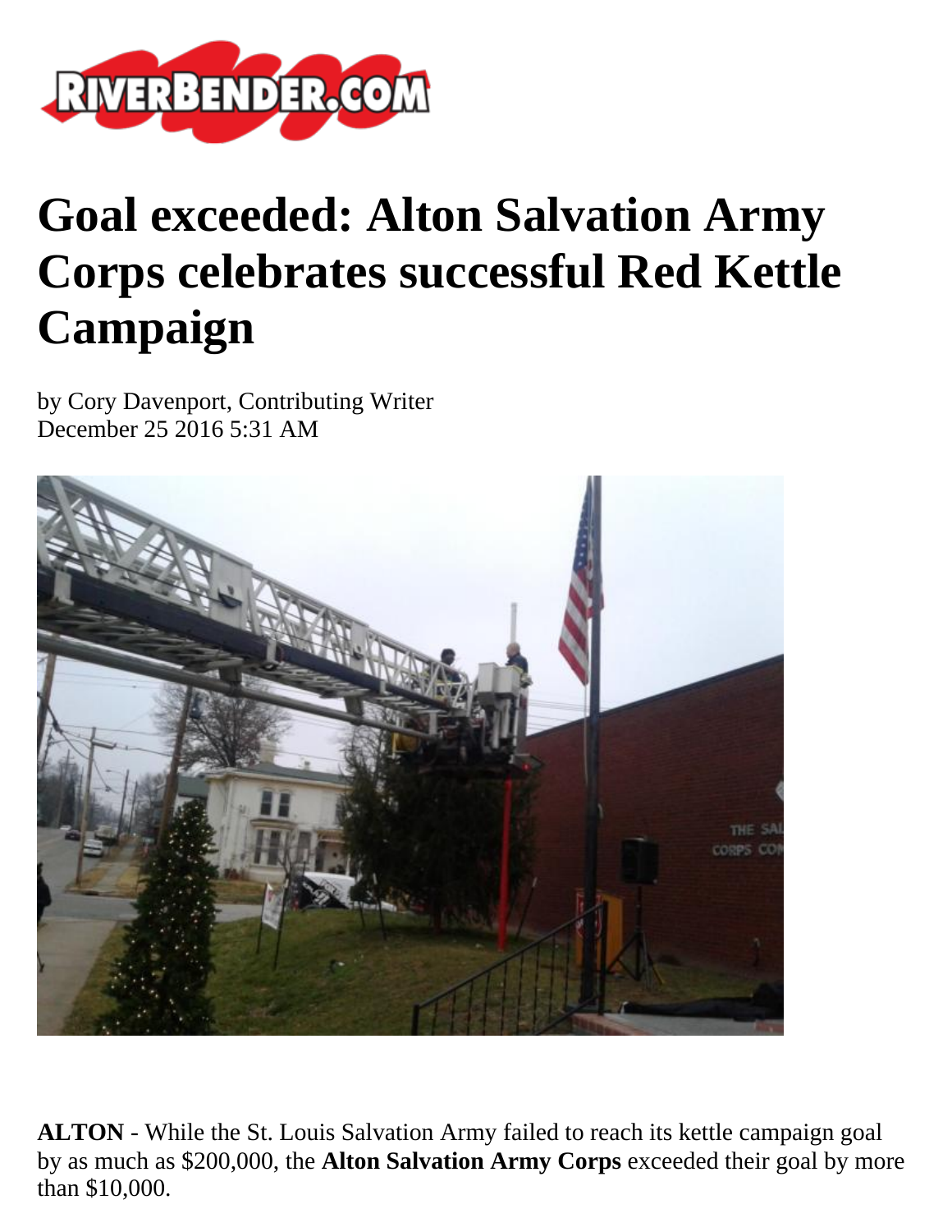# Goal exceeded: Alton Salvation Army Corps celebrates successful Red Kettle Campaign

by Cory Davenport, Contributing Writer
December 25 2016 5:31 AM

**ALTON** - While the St. Louis Salvation Army failed to reach its kettle campaign goal by as much as $200,000, the **Alton Salvation Army Corps** exceeded their goal by more than $10,000.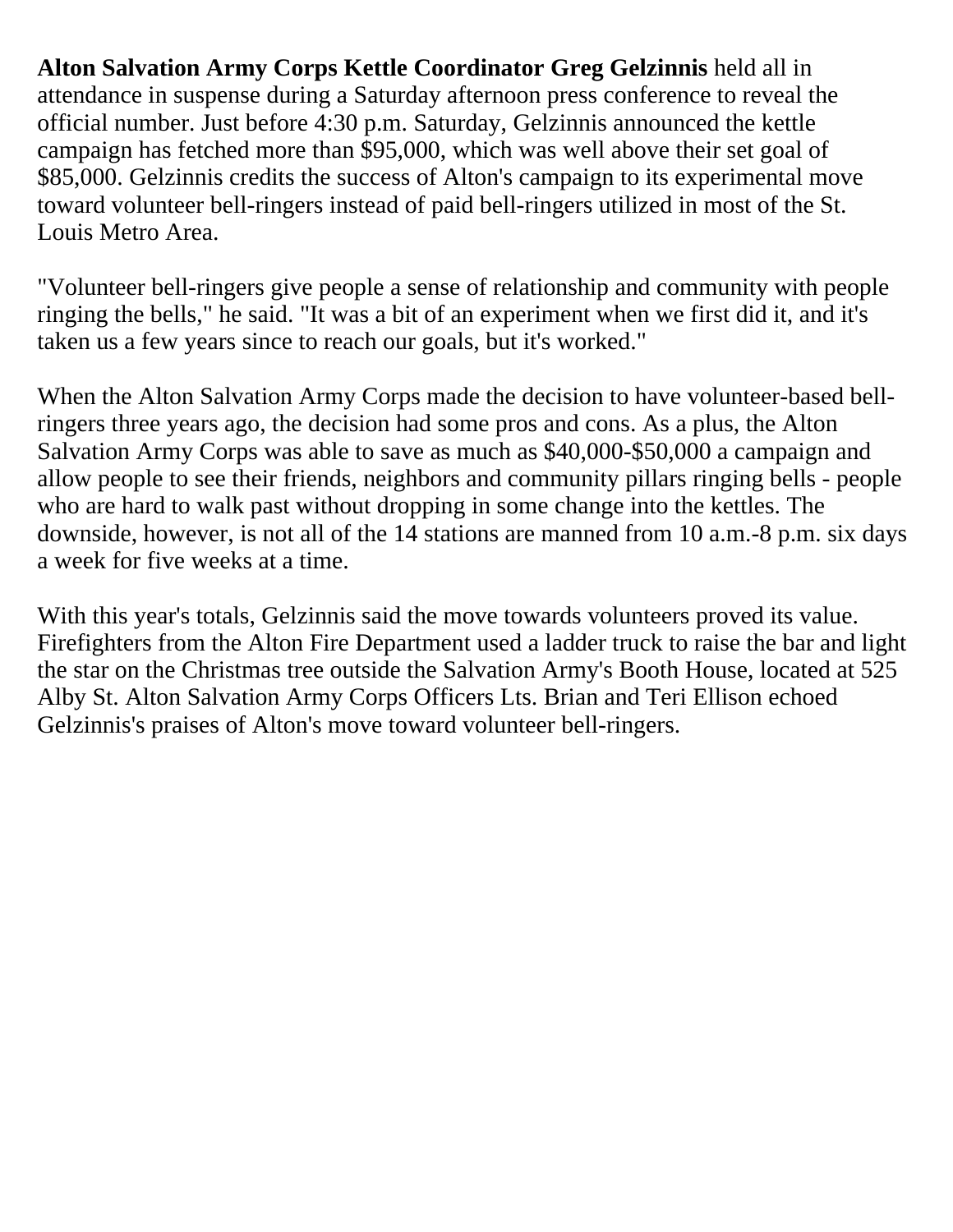**Alton Salvation Army Corps Kettle Coordinator Greg Gelzinnis** held all in attendance in suspense during a Saturday afternoon press conference to reveal the official number. Just before 4:30 p.m. Saturday, Gelzinnis announced the kettle campaign has fetched more than $95,000, which was well above their set goal of $85,000. Gelzinnis credits the success of Alton's campaign to its experimental move toward volunteer bell-ringers instead of paid bell-ringers utilized in most of the St. Louis Metro Area.

"Volunteer bell-ringers give people a sense of relationship and community with people ringing the bells," he said. "It was a bit of an experiment when we first did it, and it's taken us a few years since to reach our goals, but it's worked."

When the Alton Salvation Army Corps made the decision to have volunteer-based bell-ringers three years ago, the decision had some pros and cons. As a plus, the Alton Salvation Army Corps was able to save as much as $40,000-$50,000 a campaign and allow people to see their friends, neighbors and community pillars ringing bells - people who are hard to walk past without dropping in some change into the kettles. The downside, however, is not all of the 14 stations are manned from 10 a.m.-8 p.m. six days a week for five weeks at a time.

With this year's totals, Gelzinnis said the move towards volunteers proved its value. Firefighters from the Alton Fire Department used a ladder truck to raise the bar and light the star on the Christmas tree outside the Salvation Army's Booth House, located at 525 Alby St. Alton Salvation Army Corps Officers Lts. Brian and Teri Ellison echoed Gelzinnis's praises of Alton's move toward volunteer bell-ringers.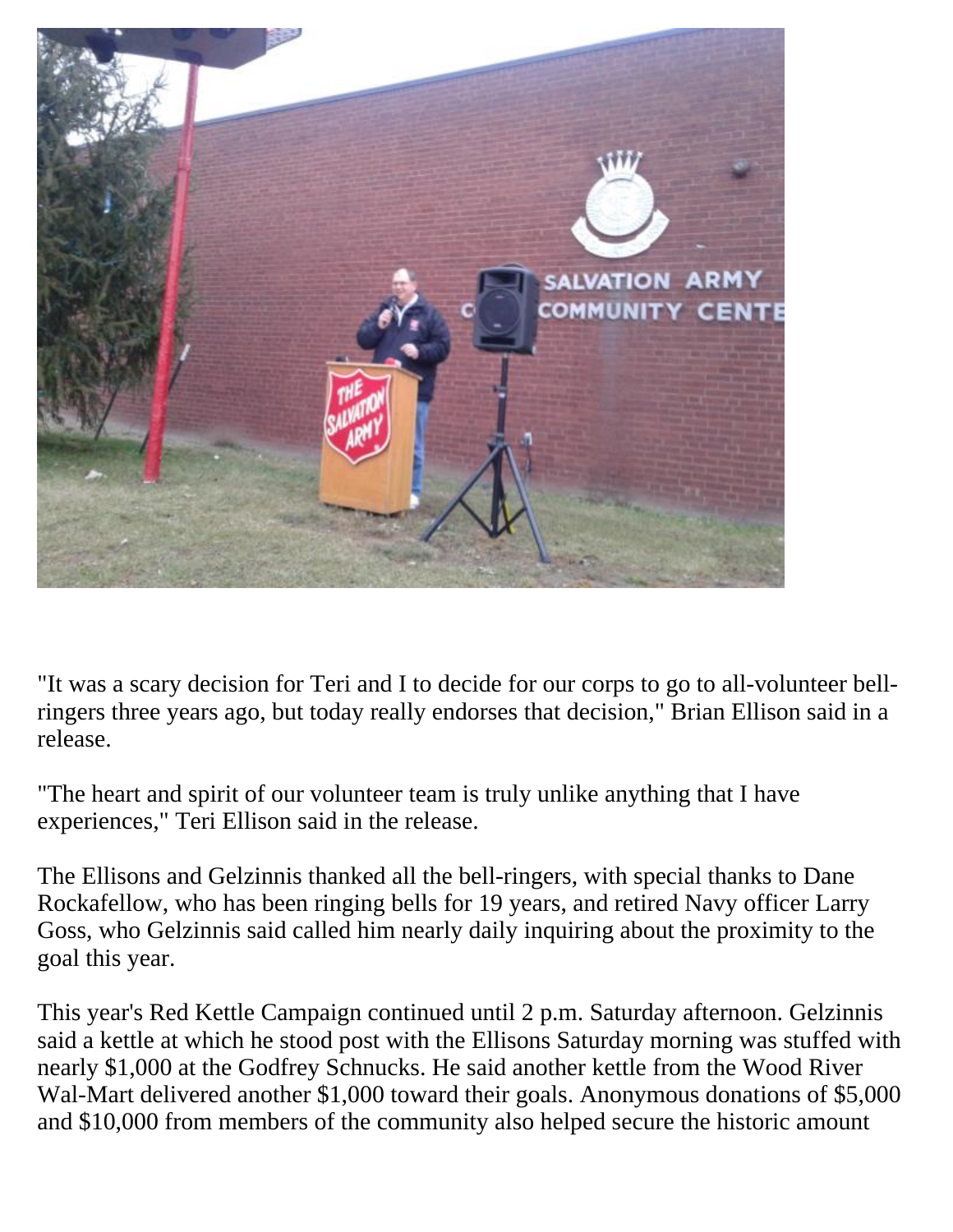"It was a scary decision for Teri and I to decide for our corps to go to all-volunteer bell-ringers three years ago, but today really endorses that decision," Brian Ellison said in a release.

"The heart and spirit of our volunteer team is truly unlike anything that I have experiences," Teri Ellison said in the release.

The Ellisons and Gelzinnis thanked all the bell-ringers, with special thanks to Dane Rockafellow, who has been ringing bells for 19 years, and retired Navy officer Larry Goss, who Gelzinnis said called him nearly daily inquiring about the proximity to the goal this year.

This year's Red Kettle Campaign continued until 2 p.m. Saturday afternoon. Gelzinnis said a kettle at which he stood post with the Ellisons Saturday morning was stuffed with nearly $1,000 at the Godfrey Schnucks. He said another kettle from the Wood River Wal-Mart delivered another $1,000 toward their goals. Anonymous donations of $5,000 and $10,000 from members of the community also helped secure the historic amount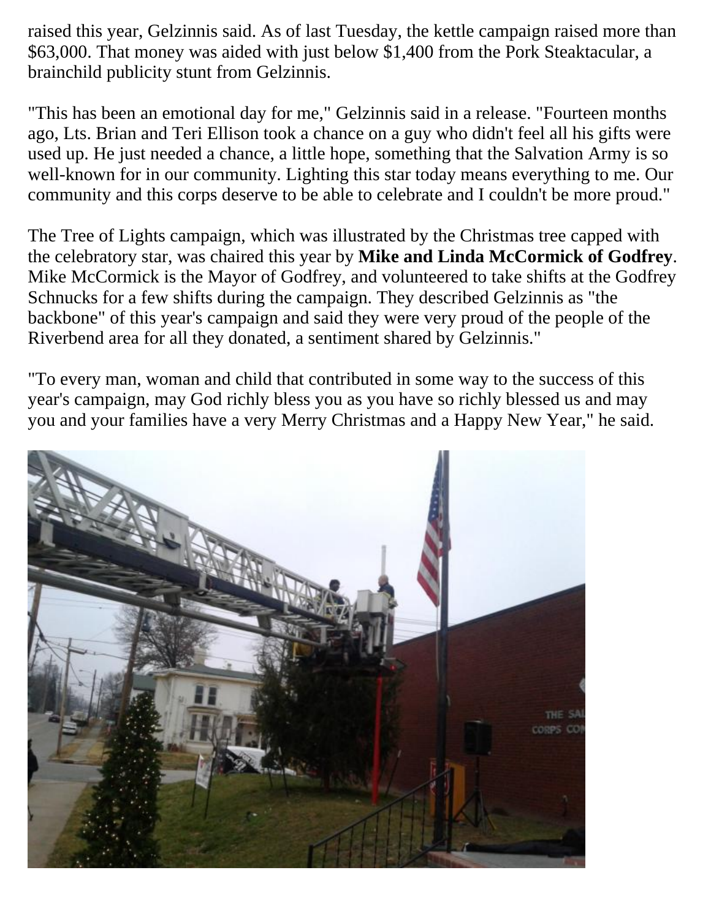raised this year, Gelzinnis said. As of last Tuesday, the kettle campaign raised more than $63,000. That money was aided with just below $1,400 from the Pork Steaktacular, a brainchild publicity stunt from Gelzinnis.

"This has been an emotional day for me," Gelzinnis said in a release. "Fourteen months ago, Lts. Brian and Teri Ellison took a chance on a guy who didn't feel all his gifts were used up. He just needed a chance, a little hope, something that the Salvation Army is so well-known for in our community. Lighting this star today means everything to me. Our community and this corps deserve to be able to celebrate and I couldn't be more proud."

The Tree of Lights campaign, which was illustrated by the Christmas tree capped with the celebratory star, was chaired this year by **Mike and Linda McCormick of Godfrey**. Mike McCormick is the Mayor of Godfrey, and volunteered to take shifts at the Godfrey Schnucks for a few shifts during the campaign. They described Gelzinnis as "the backbone" of this year's campaign and said they were very proud of the people of the Riverbend area for all they donated, a sentiment shared by Gelzinnis."

"To every man, woman and child that contributed in some way to the success of this year's campaign, may God richly bless you as you have so richly blessed us and may you and your families have a very Merry Christmas and a Happy New Year," he said.